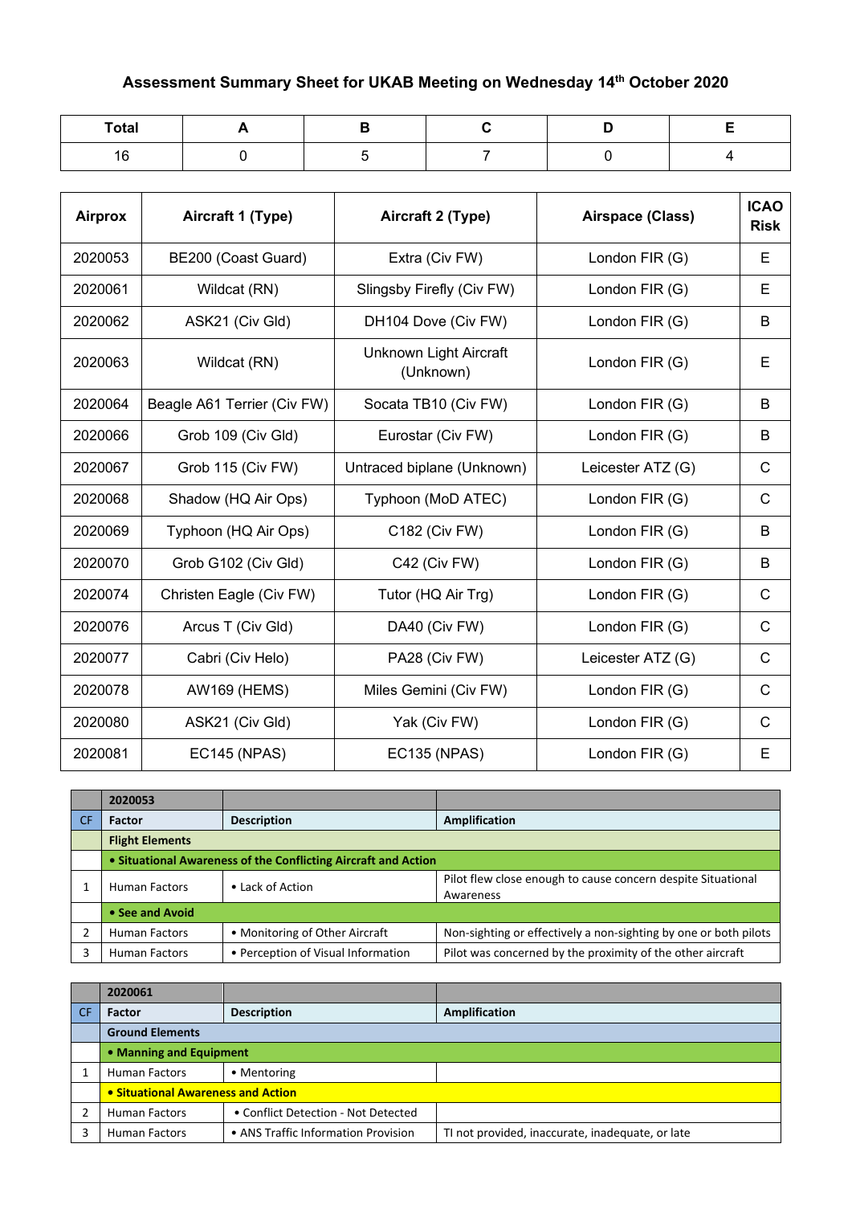# Assessment Summary Sheet for UKAB Meeting on Wednesday 14th October 2020

| Total | A | B | C | D | E |
|---|---|---|---|---|---|
| 16 | 0 | 5 | 7 | 0 | 4 |

| Airprox | Aircraft 1 (Type) | Aircraft 2 (Type) | Airspace (Class) | ICAO Risk |
|---|---|---|---|---|
| 2020053 | BE200 (Coast Guard) | Extra (Civ FW) | London FIR (G) | E |
| 2020061 | Wildcat (RN) | Slingsby Firefly (Civ FW) | London FIR (G) | E |
| 2020062 | ASK21 (Civ Gld) | DH104 Dove (Civ FW) | London FIR (G) | B |
| 2020063 | Wildcat (RN) | Unknown Light Aircraft (Unknown) | London FIR (G) | E |
| 2020064 | Beagle A61 Terrier (Civ FW) | Socata TB10 (Civ FW) | London FIR (G) | B |
| 2020066 | Grob 109 (Civ Gld) | Eurostar (Civ FW) | London FIR (G) | B |
| 2020067 | Grob 115 (Civ FW) | Untraced biplane (Unknown) | Leicester ATZ (G) | C |
| 2020068 | Shadow (HQ Air Ops) | Typhoon (MoD ATEC) | London FIR (G) | C |
| 2020069 | Typhoon (HQ Air Ops) | C182 (Civ FW) | London FIR (G) | B |
| 2020070 | Grob G102 (Civ Gld) | C42 (Civ FW) | London FIR (G) | B |
| 2020074 | Christen Eagle (Civ FW) | Tutor (HQ Air Trg) | London FIR (G) | C |
| 2020076 | Arcus T (Civ Gld) | DA40 (Civ FW) | London FIR (G) | C |
| 2020077 | Cabri (Civ Helo) | PA28 (Civ FW) | Leicester ATZ (G) | C |
| 2020078 | AW169 (HEMS) | Miles Gemini (Civ FW) | London FIR (G) | C |
| 2020080 | ASK21 (Civ Gld) | Yak (Civ FW) | London FIR (G) | C |
| 2020081 | EC145 (NPAS) | EC135 (NPAS) | London FIR (G) | E |

| | 2020053 | | |
|---|---|---|---|
| CF | Factor | Description | Amplification |
| | **Flight Elements** | | |
| | **• Situational Awareness of the Conflicting Aircraft and Action** | | |
| 1 | Human Factors | • Lack of Action | Pilot flew close enough to cause concern despite Situational Awareness |
| | **• See and Avoid** | | |
| 2 | Human Factors | • Monitoring of Other Aircraft | Non-sighting or effectively a non-sighting by one or both pilots |
| 3 | Human Factors | • Perception of Visual Information | Pilot was concerned by the proximity of the other aircraft |

| | 2020061 | | |
|---|---|---|---|
| CF | Factor | Description | Amplification |
| | **Ground Elements** | | |
| | **• Manning and Equipment** | | |
| 1 | Human Factors | • Mentoring | |
| | **• Situational Awareness and Action** | | |
| 2 | Human Factors | • Conflict Detection - Not Detected | |
| 3 | Human Factors | • ANS Traffic Information Provision | TI not provided, inaccurate, inadequate, or late |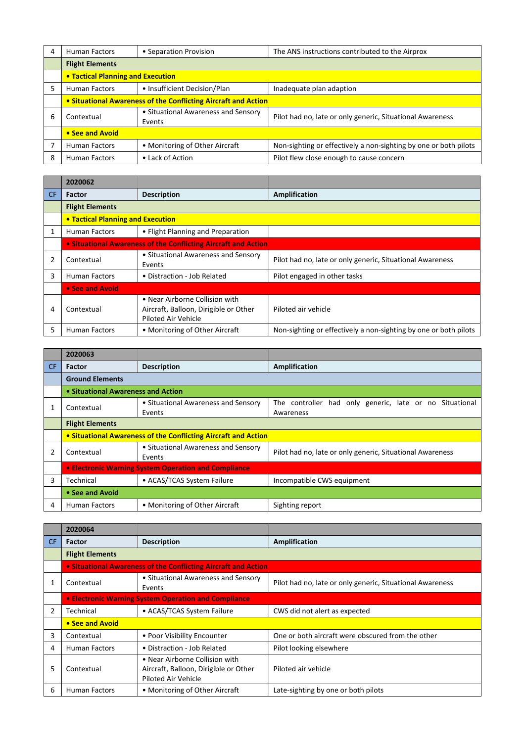| | | | |
|---|---|---|---|
| 4 | Human Factors | • Separation Provision | The ANS instructions contributed to the Airprox |
| | **Flight Elements** | | |
| | **• Tactical Planning and Execution** | | |
| 5 | Human Factors | • Insufficient Decision/Plan | Inadequate plan adaption |
| | **• Situational Awareness of the Conflicting Aircraft and Action** | | |
| 6 | Contextual | • Situational Awareness and Sensory Events | Pilot had no, late or only generic, Situational Awareness |
| | **• See and Avoid** | | |
| 7 | Human Factors | • Monitoring of Other Aircraft | Non-sighting or effectively a non-sighting by one or both pilots |
| 8 | Human Factors | • Lack of Action | Pilot flew close enough to cause concern |

| | 2020062 | | |
|---|---|---|---|
| CF | **Factor** | **Description** | **Amplification** |
| | **Flight Elements** | | |
| | **• Tactical Planning and Execution** | | |
| 1 | Human Factors | • Flight Planning and Preparation | |
| | **• Situational Awareness of the Conflicting Aircraft and Action** | | |
| 2 | Contextual | • Situational Awareness and Sensory Events | Pilot had no, late or only generic, Situational Awareness |
| 3 | Human Factors | • Distraction - Job Related | Pilot engaged in other tasks |
| | **• See and Avoid** | | |
| 4 | Contextual | • Near Airborne Collision with Aircraft, Balloon, Dirigible or Other Piloted Air Vehicle | Piloted air vehicle |
| 5 | Human Factors | • Monitoring of Other Aircraft | Non-sighting or effectively a non-sighting by one or both pilots |

| | 2020063 | | |
|---|---|---|---|
| CF | **Factor** | **Description** | **Amplification** |
| | **Ground Elements** | | |
| | **• Situational Awareness and Action** | | |
| 1 | Contextual | • Situational Awareness and Sensory Events | The controller had only generic, late or no Situational Awareness |
| | **Flight Elements** | | |
| | **• Situational Awareness of the Conflicting Aircraft and Action** | | |
| 2 | Contextual | • Situational Awareness and Sensory Events | Pilot had no, late or only generic, Situational Awareness |
| | **• Electronic Warning System Operation and Compliance** | | |
| 3 | Technical | • ACAS/TCAS System Failure | Incompatible CWS equipment |
| | **• See and Avoid** | | |
| 4 | Human Factors | • Monitoring of Other Aircraft | Sighting report |

| | 2020064 | | |
|---|---|---|---|
| CF | **Factor** | **Description** | **Amplification** |
| | **Flight Elements** | | |
| | **• Situational Awareness of the Conflicting Aircraft and Action** | | |
| 1 | Contextual | • Situational Awareness and Sensory Events | Pilot had no, late or only generic, Situational Awareness |
| | **• Electronic Warning System Operation and Compliance** | | |
| 2 | Technical | • ACAS/TCAS System Failure | CWS did not alert as expected |
| | **• See and Avoid** | | |
| 3 | Contextual | • Poor Visibility Encounter | One or both aircraft were obscured from the other |
| 4 | Human Factors | • Distraction - Job Related | Pilot looking elsewhere |
| 5 | Contextual | • Near Airborne Collision with Aircraft, Balloon, Dirigible or Other Piloted Air Vehicle | Piloted air vehicle |
| 6 | Human Factors | • Monitoring of Other Aircraft | Late-sighting by one or both pilots |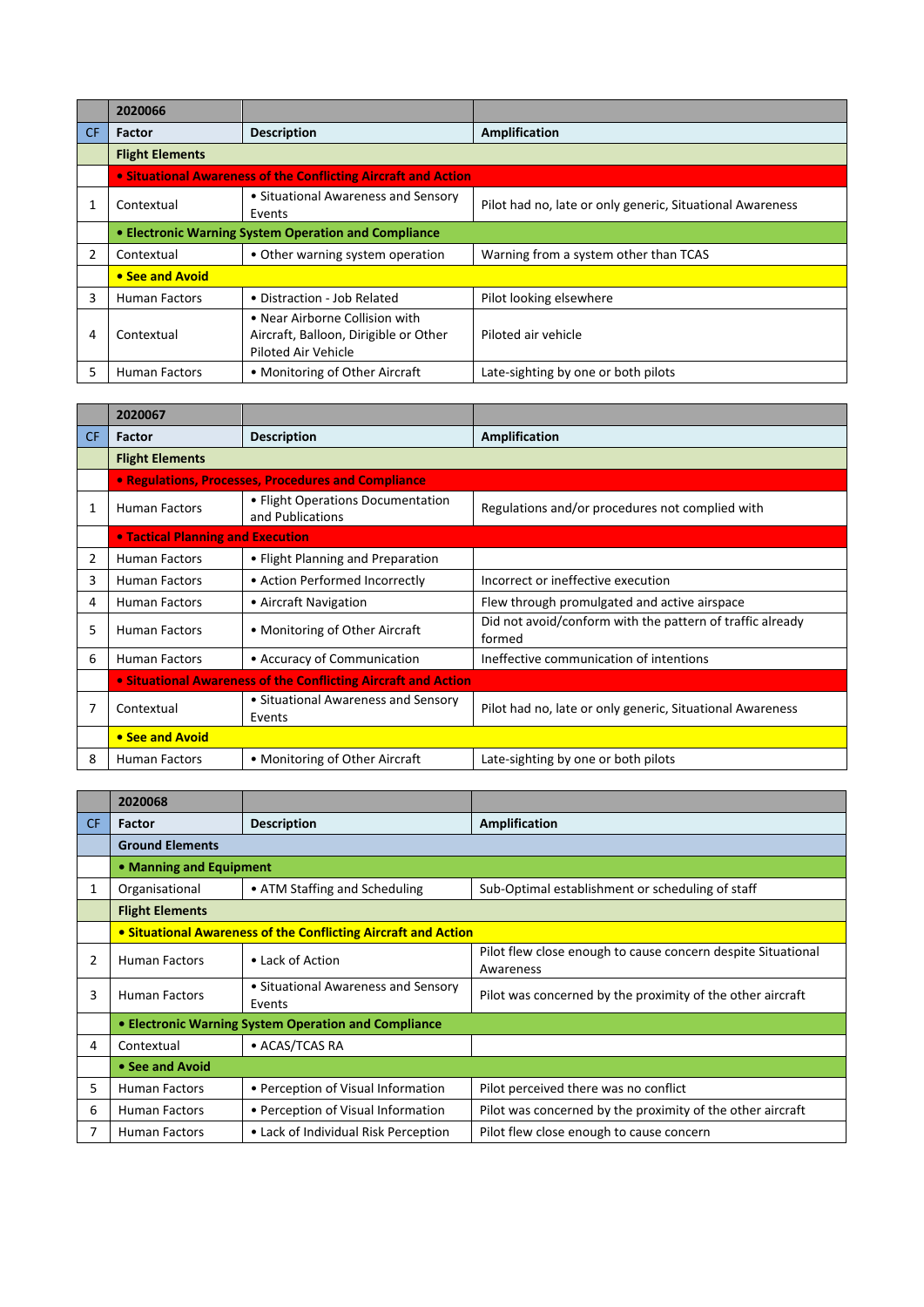| | 2020066 | | |
|---|---|---|---|
| CF | Factor | Description | Amplification |
| | **Flight Elements** | | |
| | **• Situational Awareness of the Conflicting Aircraft and Action** | | |
| 1 | Contextual | • Situational Awareness and Sensory Events | Pilot had no, late or only generic, Situational Awareness |
| | **• Electronic Warning System Operation and Compliance** | | |
| 2 | Contextual | • Other warning system operation | Warning from a system other than TCAS |
| | **• See and Avoid** | | |
| 3 | Human Factors | • Distraction - Job Related | Pilot looking elsewhere |
| 4 | Contextual | • Near Airborne Collision with Aircraft, Balloon, Dirigible or Other Piloted Air Vehicle | Piloted air vehicle |
| 5 | Human Factors | • Monitoring of Other Aircraft | Late-sighting by one or both pilots |

| | 2020067 | | |
|---|---|---|---|
| CF | Factor | Description | Amplification |
| | **Flight Elements** | | |
| | **• Regulations, Processes, Procedures and Compliance** | | |
| 1 | Human Factors | • Flight Operations Documentation and Publications | Regulations and/or procedures not complied with |
| | **• Tactical Planning and Execution** | | |
| 2 | Human Factors | • Flight Planning and Preparation | |
| 3 | Human Factors | • Action Performed Incorrectly | Incorrect or ineffective execution |
| 4 | Human Factors | • Aircraft Navigation | Flew through promulgated and active airspace |
| 5 | Human Factors | • Monitoring of Other Aircraft | Did not avoid/conform with the pattern of traffic already formed |
| 6 | Human Factors | • Accuracy of Communication | Ineffective communication of intentions |
| | **• Situational Awareness of the Conflicting Aircraft and Action** | | |
| 7 | Contextual | • Situational Awareness and Sensory Events | Pilot had no, late or only generic, Situational Awareness |
| | **• See and Avoid** | | |
| 8 | Human Factors | • Monitoring of Other Aircraft | Late-sighting by one or both pilots |

| | 2020068 | | |
|---|---|---|---|
| CF | Factor | Description | Amplification |
| | **Ground Elements** | | |
| | **• Manning and Equipment** | | |
| 1 | Organisational | • ATM Staffing and Scheduling | Sub-Optimal establishment or scheduling of staff |
| | **Flight Elements** | | |
| | **• Situational Awareness of the Conflicting Aircraft and Action** | | |
| 2 | Human Factors | • Lack of Action | Pilot flew close enough to cause concern despite Situational Awareness |
| 3 | Human Factors | • Situational Awareness and Sensory Events | Pilot was concerned by the proximity of the other aircraft |
| | **• Electronic Warning System Operation and Compliance** | | |
| 4 | Contextual | • ACAS/TCAS RA | |
| | **• See and Avoid** | | |
| 5 | Human Factors | • Perception of Visual Information | Pilot perceived there was no conflict |
| 6 | Human Factors | • Perception of Visual Information | Pilot was concerned by the proximity of the other aircraft |
| 7 | Human Factors | • Lack of Individual Risk Perception | Pilot flew close enough to cause concern |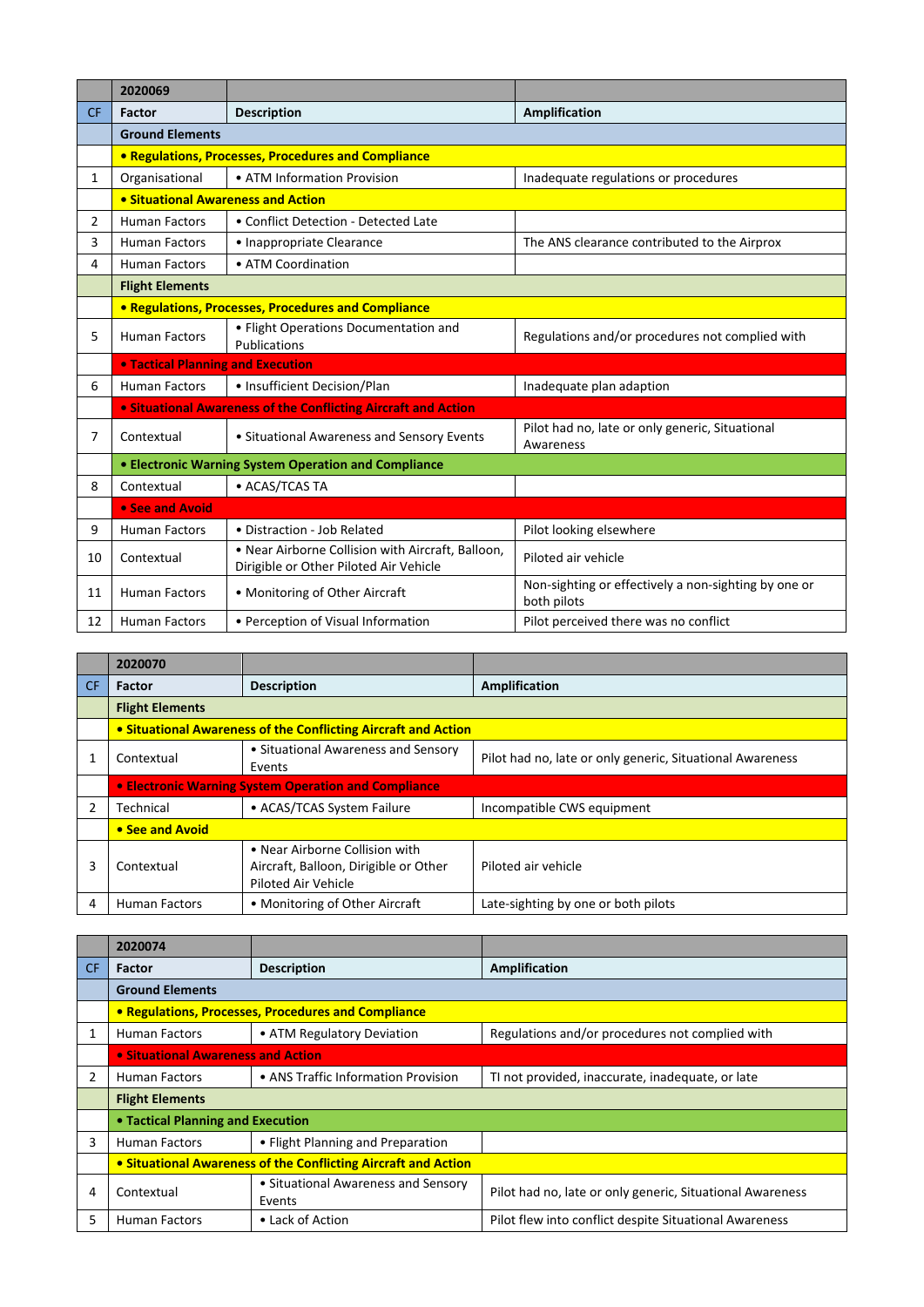| | 2020069 | | |
|---|---|---|---|
| CF | Factor | Description | Amplification |
| | Ground Elements | | |
| | • Regulations, Processes, Procedures and Compliance | | |
| 1 | Organisational | • ATM Information Provision | Inadequate regulations or procedures |
| | • Situational Awareness and Action | | |
| 2 | Human Factors | • Conflict Detection - Detected Late | |
| 3 | Human Factors | • Inappropriate Clearance | The ANS clearance contributed to the Airprox |
| 4 | Human Factors | • ATM Coordination | |
| | Flight Elements | | |
| | • Regulations, Processes, Procedures and Compliance | | |
| 5 | Human Factors | • Flight Operations Documentation and Publications | Regulations and/or procedures not complied with |
| | • Tactical Planning and Execution | | |
| 6 | Human Factors | • Insufficient Decision/Plan | Inadequate plan adaption |
| | • Situational Awareness of the Conflicting Aircraft and Action | | |
| 7 | Contextual | • Situational Awareness and Sensory Events | Pilot had no, late or only generic, Situational Awareness |
| | • Electronic Warning System Operation and Compliance | | |
| 8 | Contextual | • ACAS/TCAS TA | |
| | • See and Avoid | | |
| 9 | Human Factors | • Distraction - Job Related | Pilot looking elsewhere |
| 10 | Contextual | • Near Airborne Collision with Aircraft, Balloon, Dirigible or Other Piloted Air Vehicle | Piloted air vehicle |
| 11 | Human Factors | • Monitoring of Other Aircraft | Non-sighting or effectively a non-sighting by one or both pilots |
| 12 | Human Factors | • Perception of Visual Information | Pilot perceived there was no conflict |

| | 2020070 | | |
|---|---|---|---|
| CF | Factor | Description | Amplification |
| | Flight Elements | | |
| | • Situational Awareness of the Conflicting Aircraft and Action | | |
| 1 | Contextual | • Situational Awareness and Sensory Events | Pilot had no, late or only generic, Situational Awareness |
| | • Electronic Warning System Operation and Compliance | | |
| 2 | Technical | • ACAS/TCAS System Failure | Incompatible CWS equipment |
| | • See and Avoid | | |
| 3 | Contextual | • Near Airborne Collision with Aircraft, Balloon, Dirigible or Other Piloted Air Vehicle | Piloted air vehicle |
| 4 | Human Factors | • Monitoring of Other Aircraft | Late-sighting by one or both pilots |

| | 2020074 | | |
|---|---|---|---|
| CF | Factor | Description | Amplification |
| | Ground Elements | | |
| | • Regulations, Processes, Procedures and Compliance | | |
| 1 | Human Factors | • ATM Regulatory Deviation | Regulations and/or procedures not complied with |
| | • Situational Awareness and Action | | |
| 2 | Human Factors | • ANS Traffic Information Provision | TI not provided, inaccurate, inadequate, or late |
| | Flight Elements | | |
| | • Tactical Planning and Execution | | |
| 3 | Human Factors | • Flight Planning and Preparation | |
| | • Situational Awareness of the Conflicting Aircraft and Action | | |
| 4 | Contextual | • Situational Awareness and Sensory Events | Pilot had no, late or only generic, Situational Awareness |
| 5 | Human Factors | • Lack of Action | Pilot flew into conflict despite Situational Awareness |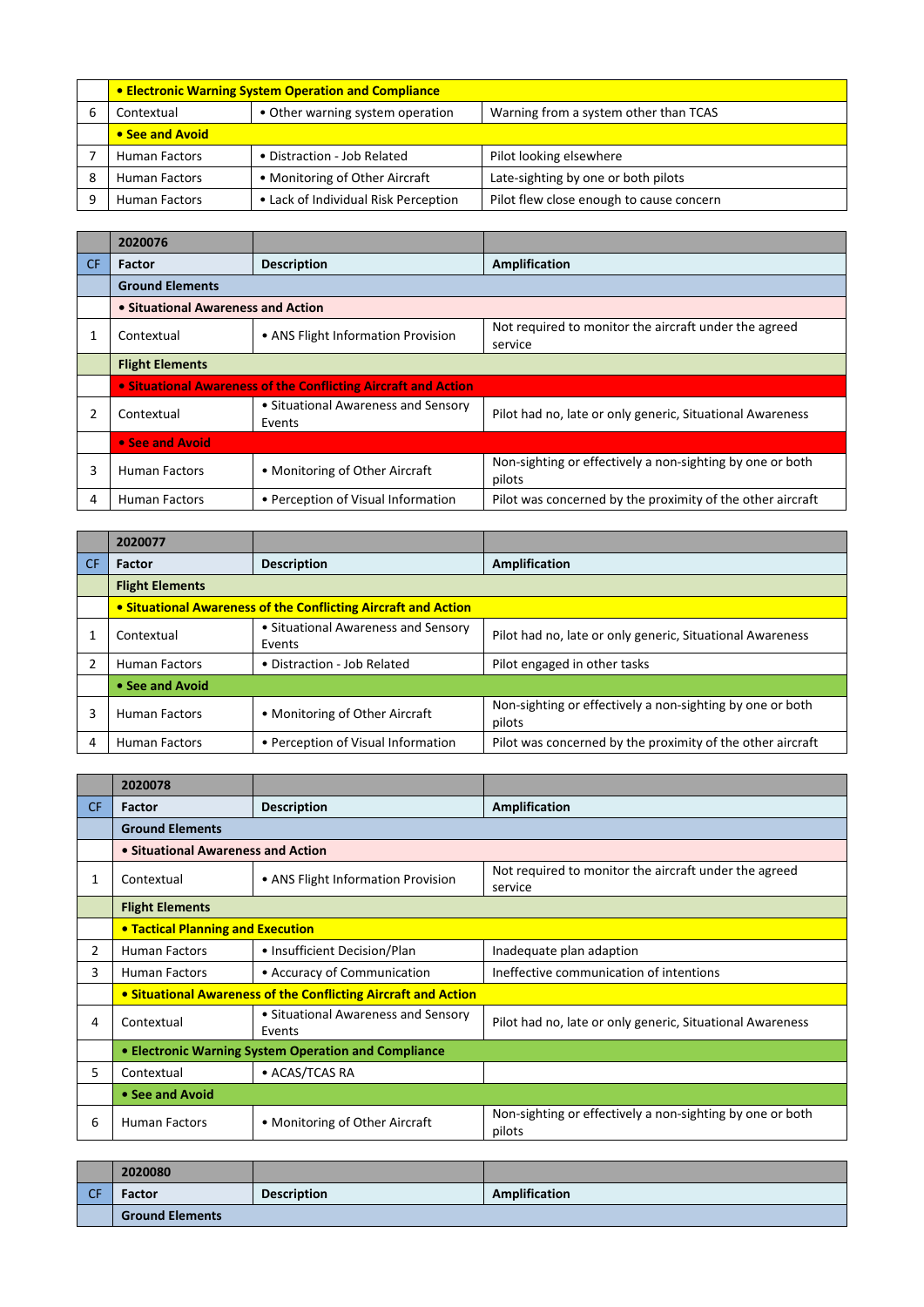| | • Electronic Warning System Operation and Compliance | | |
|---|---|---|---|
| 6 | Contextual | • Other warning system operation | Warning from a system other than TCAS |
| | • See and Avoid | | |
| 7 | Human Factors | • Distraction - Job Related | Pilot looking elsewhere |
| 8 | Human Factors | • Monitoring of Other Aircraft | Late-sighting by one or both pilots |
| 9 | Human Factors | • Lack of Individual Risk Perception | Pilot flew close enough to cause concern |

| | 2020076 | | |
|---|---|---|---|
| CF | Factor | Description | Amplification |
| | Ground Elements | | |
| | • Situational Awareness and Action | | |
| 1 | Contextual | • ANS Flight Information Provision | Not required to monitor the aircraft under the agreed service |
| | Flight Elements | | |
| | • Situational Awareness of the Conflicting Aircraft and Action | | |
| 2 | Contextual | • Situational Awareness and Sensory Events | Pilot had no, late or only generic, Situational Awareness |
| | • See and Avoid | | |
| 3 | Human Factors | • Monitoring of Other Aircraft | Non-sighting or effectively a non-sighting by one or both pilots |
| 4 | Human Factors | • Perception of Visual Information | Pilot was concerned by the proximity of the other aircraft |

| | 2020077 | | |
|---|---|---|---|
| CF | Factor | Description | Amplification |
| | Flight Elements | | |
| | • Situational Awareness of the Conflicting Aircraft and Action | | |
| 1 | Contextual | • Situational Awareness and Sensory Events | Pilot had no, late or only generic, Situational Awareness |
| 2 | Human Factors | • Distraction - Job Related | Pilot engaged in other tasks |
| | • See and Avoid | | |
| 3 | Human Factors | • Monitoring of Other Aircraft | Non-sighting or effectively a non-sighting by one or both pilots |
| 4 | Human Factors | • Perception of Visual Information | Pilot was concerned by the proximity of the other aircraft |

| | 2020078 | | |
|---|---|---|---|
| CF | Factor | Description | Amplification |
| | Ground Elements | | |
| | • Situational Awareness and Action | | |
| 1 | Contextual | • ANS Flight Information Provision | Not required to monitor the aircraft under the agreed service |
| | Flight Elements | | |
| | • Tactical Planning and Execution | | |
| 2 | Human Factors | • Insufficient Decision/Plan | Inadequate plan adaption |
| 3 | Human Factors | • Accuracy of Communication | Ineffective communication of intentions |
| | • Situational Awareness of the Conflicting Aircraft and Action | | |
| 4 | Contextual | • Situational Awareness and Sensory Events | Pilot had no, late or only generic, Situational Awareness |
| | • Electronic Warning System Operation and Compliance | | |
| 5 | Contextual | • ACAS/TCAS RA | |
| | • See and Avoid | | |
| 6 | Human Factors | • Monitoring of Other Aircraft | Non-sighting or effectively a non-sighting by one or both pilots |

| | 2020080 | | |
|---|---|---|---|
| CF | Factor | Description | Amplification |
| | Ground Elements | | |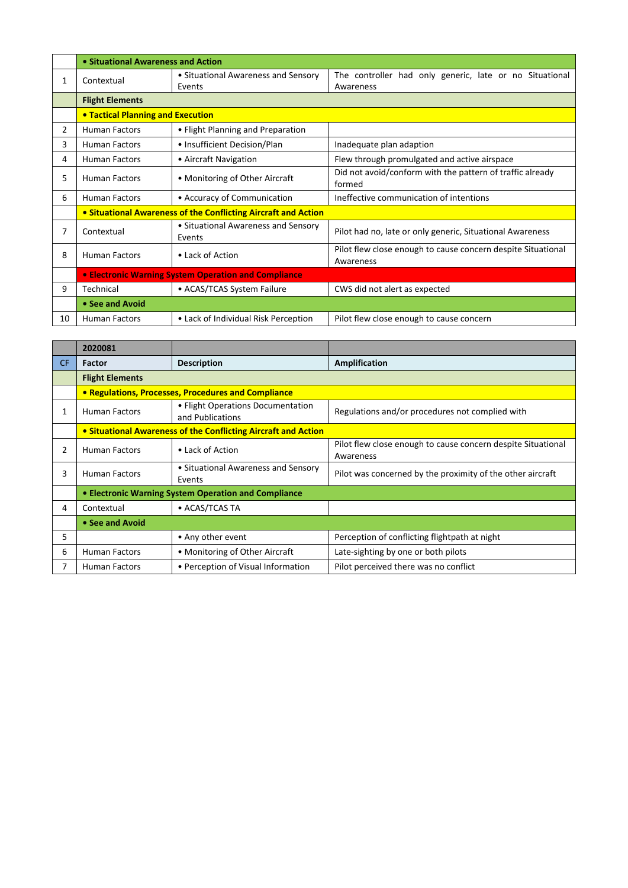| | | | |
|---|---|---|---|
| | **• Situational Awareness and Action** | | |
| 1 | Contextual | • Situational Awareness and Sensory Events | The controller had only generic, late or no Situational Awareness |
| | **Flight Elements** | | |
| | **• Tactical Planning and Execution** | | |
| 2 | Human Factors | • Flight Planning and Preparation | |
| 3 | Human Factors | • Insufficient Decision/Plan | Inadequate plan adaption |
| 4 | Human Factors | • Aircraft Navigation | Flew through promulgated and active airspace |
| 5 | Human Factors | • Monitoring of Other Aircraft | Did not avoid/conform with the pattern of traffic already formed |
| 6 | Human Factors | • Accuracy of Communication | Ineffective communication of intentions |
| | **• Situational Awareness of the Conflicting Aircraft and Action** | | |
| 7 | Contextual | • Situational Awareness and Sensory Events | Pilot had no, late or only generic, Situational Awareness |
| 8 | Human Factors | • Lack of Action | Pilot flew close enough to cause concern despite Situational Awareness |
| | **• Electronic Warning System Operation and Compliance** | | |
| 9 | Technical | • ACAS/TCAS System Failure | CWS did not alert as expected |
| | **• See and Avoid** | | |
| 10 | Human Factors | • Lack of Individual Risk Perception | Pilot flew close enough to cause concern |

| | **2020081** | | |
|---|---|---|---|
| CF | **Factor** | **Description** | **Amplification** |
| | **Flight Elements** | | |
| | **• Regulations, Processes, Procedures and Compliance** | | |
| 1 | Human Factors | • Flight Operations Documentation and Publications | Regulations and/or procedures not complied with |
| | **• Situational Awareness of the Conflicting Aircraft and Action** | | |
| 2 | Human Factors | • Lack of Action | Pilot flew close enough to cause concern despite Situational Awareness |
| 3 | Human Factors | • Situational Awareness and Sensory Events | Pilot was concerned by the proximity of the other aircraft |
| | **• Electronic Warning System Operation and Compliance** | | |
| 4 | Contextual | • ACAS/TCAS TA | |
| | **• See and Avoid** | | |
| 5 | | • Any other event | Perception of conflicting flightpath at night |
| 6 | Human Factors | • Monitoring of Other Aircraft | Late-sighting by one or both pilots |
| 7 | Human Factors | • Perception of Visual Information | Pilot perceived there was no conflict |